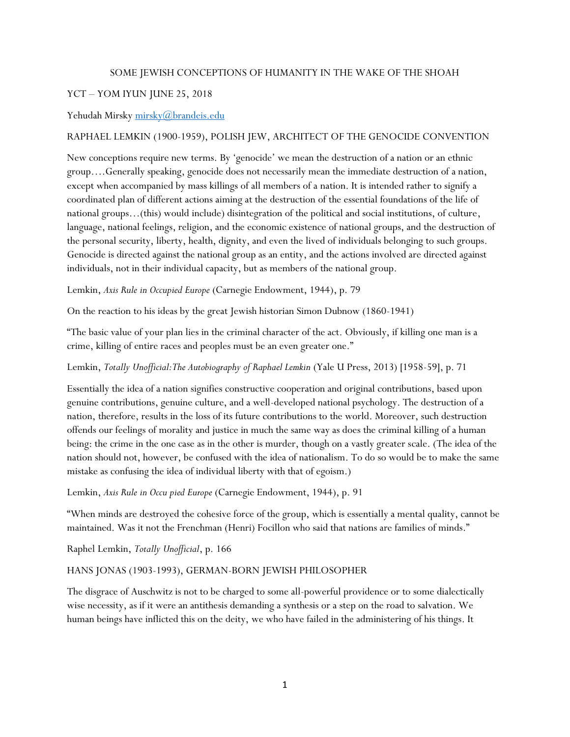# SOME JEWISH CONCEPTIONS OF HUMANITY IN THE WAKE OF THE SHOAH

YCT – YOM IYUN JUNE 25, 2018

Yehudah Mirsky mirsky@brandeis.edu

## RAPHAEL LEMKIN (1900-1959), POLISH JEW, ARCHITECT OF THE GENOCIDE CONVENTION

New conceptions require new terms. By 'genocide' we mean the destruction of a nation or an ethnic group….Generally speaking, genocide does not necessarily mean the immediate destruction of a nation, except when accompanied by mass killings of all members of a nation. It is intended rather to signify a coordinated plan of different actions aiming at the destruction of the essential foundations of the life of national groups…(this) would include) disintegration of the political and social institutions, of culture, language, national feelings, religion, and the economic existence of national groups, and the destruction of the personal security, liberty, health, dignity, and even the lived of individuals belonging to such groups. Genocide is directed against the national group as an entity, and the actions involved are directed against individuals, not in their individual capacity, but as members of the national group.

Lemkin, *Axis Rule in Occupied Europe* (Carnegie Endowment, 1944), p. 79

On the reaction to his ideas by the great Jewish historian Simon Dubnow (1860-1941)

"The basic value of your plan lies in the criminal character of the act. Obviously, if killing one man is a crime, killing of entire races and peoples must be an even greater one."

Lemkin, *Totally Unofficial: The Autobiography of Raphael Lemkin* (Yale U Press, 2013) [1958-59], p. 71

Essentially the idea of a nation signifies constructive cooperation and original contributions, based upon genuine contributions, genuine culture, and a well-developed national psychology. The destruction of a nation, therefore, results in the loss of its future contributions to the world. Moreover, such destruction offends our feelings of morality and justice in much the same way as does the criminal killing of a human being: the crime in the one case as in the other is murder, though on a vastly greater scale. (The idea of the nation should not, however, be confused with the idea of nationalism. To do so would be to make the same mistake as confusing the idea of individual liberty with that of egoism.)

Lemkin, *Axis Rule in Occu pied Europe* (Carnegie Endowment, 1944), p. 91

"When minds are destroyed the cohesive force of the group, which is essentially a mental quality, cannot be maintained. Was it not the Frenchman (Henri) Focillon who said that nations are families of minds."

Raphel Lemkin, *Totally Unofficial*, p. 166

## HANS JONAS (1903-1993), GERMAN-BORN JEWISH PHILOSOPHER

The disgrace of Auschwitz is not to be charged to some all-powerful providence or to some dialectically wise necessity, as if it were an antithesis demanding a synthesis or a step on the road to salvation. We human beings have inflicted this on the deity, we who have failed in the administering of his things. It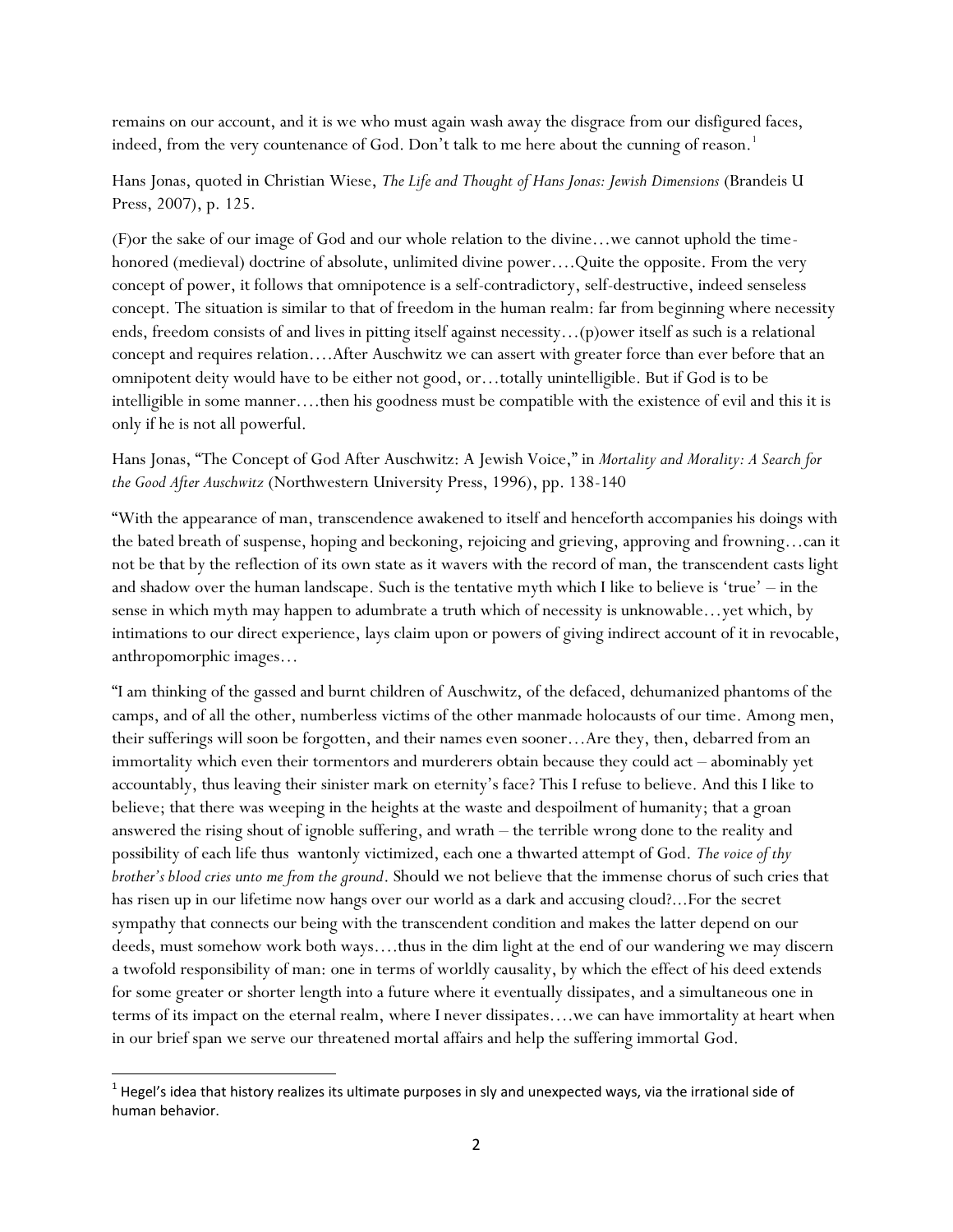remains on our account, and it is we who must again wash away the disgrace from our disfigured faces, indeed, from the very countenance of God. Don't talk to me here about the cunning of reason.[1]

Hans Jonas, quoted in Christian Wiese, *The Life and Thought of Hans Jonas: Jewish Dimensions* (Brandeis U Press, 2007), p. 125.

(F)or the sake of our image of God and our whole relation to the divine…we cannot uphold the time-honored (medieval) doctrine of absolute, unlimited divine power….Quite the opposite. From the very concept of power, it follows that omnipotence is a self-contradictory, self-destructive, indeed senseless concept. The situation is similar to that of freedom in the human realm: far from beginning where necessity ends, freedom consists of and lives in pitting itself against necessity…(p)ower itself as such is a relational concept and requires relation….After Auschwitz we can assert with greater force than ever before that an omnipotent deity would have to be either not good, or…totally unintelligible. But if God is to be intelligible in some manner….then his goodness must be compatible with the existence of evil and this it is only if he is not all powerful.

Hans Jonas, "The Concept of God After Auschwitz: A Jewish Voice," in *Mortality and Morality: A Search for the Good After Auschwitz* (Northwestern University Press, 1996), pp. 138-140

"With the appearance of man, transcendence awakened to itself and henceforth accompanies his doings with the bated breath of suspense, hoping and beckoning, rejoicing and grieving, approving and frowning…can it not be that by the reflection of its own state as it wavers with the record of man, the transcendent casts light and shadow over the human landscape. Such is the tentative myth which I like to believe is 'true' – in the sense in which myth may happen to adumbrate a truth which of necessity is unknowable…yet which, by intimations to our direct experience, lays claim upon or powers of giving indirect account of it in revocable, anthropomorphic images…

"I am thinking of the gassed and burnt children of Auschwitz, of the defaced, dehumanized phantoms of the camps, and of all the other, numberless victims of the other manmade holocausts of our time. Among men, their sufferings will soon be forgotten, and their names even sooner…Are they, then, debarred from an immortality which even their tormentors and murderers obtain because they could act – abominably yet accountably, thus leaving their sinister mark on eternity's face? This I refuse to believe. And this I like to believe; that there was weeping in the heights at the waste and despoilment of humanity; that a groan answered the rising shout of ignoble suffering, and wrath – the terrible wrong done to the reality and possibility of each life thus wantonly victimized, each one a thwarted attempt of God. *The voice of thy brother's blood cries unto me from the ground*. Should we not believe that the immense chorus of such cries that has risen up in our lifetime now hangs over our world as a dark and accusing cloud?...For the secret sympathy that connects our being with the transcendent condition and makes the latter depend on our deeds, must somehow work both ways….thus in the dim light at the end of our wandering we may discern a twofold responsibility of man: one in terms of worldly causality, by which the effect of his deed extends for some greater or shorter length into a future where it eventually dissipates, and a simultaneous one in terms of its impact on the eternal realm, where I never dissipates….we can have immortality at heart when in our brief span we serve our threatened mortal affairs and help the suffering immortal God.

[1] Hegel's idea that history realizes its ultimate purposes in sly and unexpected ways, via the irrational side of human behavior.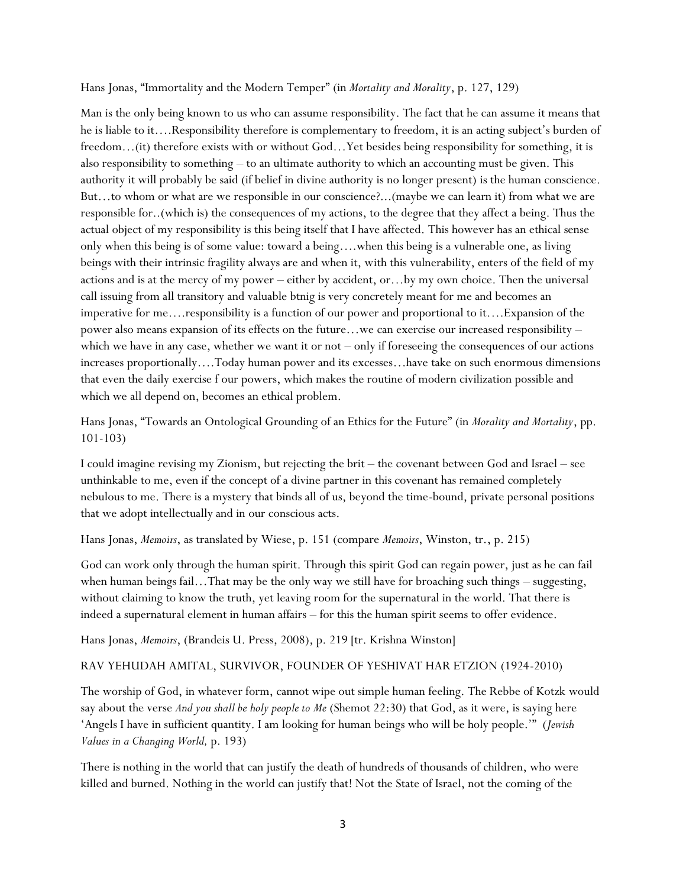Hans Jonas, "Immortality and the Modern Temper" (in *Mortality and Morality*, p. 127, 129)

Man is the only being known to us who can assume responsibility. The fact that he can assume it means that he is liable to it….Responsibility therefore is complementary to freedom, it is an acting subject's burden of freedom…(it) therefore exists with or without God…Yet besides being responsibility for something, it is also responsibility to something – to an ultimate authority to which an accounting must be given. This authority it will probably be said (if belief in divine authority is no longer present) is the human conscience. But…to whom or what are we responsible in our conscience?...(maybe we can learn it) from what we are responsible for..(which is) the consequences of my actions, to the degree that they affect a being. Thus the actual object of my responsibility is this being itself that I have affected. This however has an ethical sense only when this being is of some value: toward a being….when this being is a vulnerable one, as living beings with their intrinsic fragility always are and when it, with this vulnerability, enters of the field of my actions and is at the mercy of my power – either by accident, or…by my own choice. Then the universal call issuing from all transitory and valuable btnig is very concretely meant for me and becomes an imperative for me….responsibility is a function of our power and proportional to it….Expansion of the power also means expansion of its effects on the future…we can exercise our increased responsibility – which we have in any case, whether we want it or not – only if foreseeing the consequences of our actions increases proportionally….Today human power and its excesses…have take on such enormous dimensions that even the daily exercise f our powers, which makes the routine of modern civilization possible and which we all depend on, becomes an ethical problem.

Hans Jonas, "Towards an Ontological Grounding of an Ethics for the Future" (in *Morality and Mortality*, pp. 101-103)

I could imagine revising my Zionism, but rejecting the brit – the covenant between God and Israel – see unthinkable to me, even if the concept of a divine partner in this covenant has remained completely nebulous to me. There is a mystery that binds all of us, beyond the time-bound, private personal positions that we adopt intellectually and in our conscious acts.

Hans Jonas, *Memoirs*, as translated by Wiese, p. 151 (compare *Memoirs*, Winston, tr., p. 215)

God can work only through the human spirit. Through this spirit God can regain power, just as he can fail when human beings fail…That may be the only way we still have for broaching such things – suggesting, without claiming to know the truth, yet leaving room for the supernatural in the world. That there is indeed a supernatural element in human affairs – for this the human spirit seems to offer evidence.

Hans Jonas, *Memoirs*, (Brandeis U. Press, 2008), p. 219 [tr. Krishna Winston]

RAV YEHUDAH AMITAL, SURVIVOR, FOUNDER OF YESHIVAT HAR ETZION (1924-2010)

The worship of God, in whatever form, cannot wipe out simple human feeling. The Rebbe of Kotzk would say about the verse *And you shall be holy people to Me* (Shemot 22:30) that God, as it were, is saying here 'Angels I have in sufficient quantity. I am looking for human beings who will be holy people.'" (*Jewish Values in a Changing World,* p. 193)

There is nothing in the world that can justify the death of hundreds of thousands of children, who were killed and burned. Nothing in the world can justify that! Not the State of Israel, not the coming of the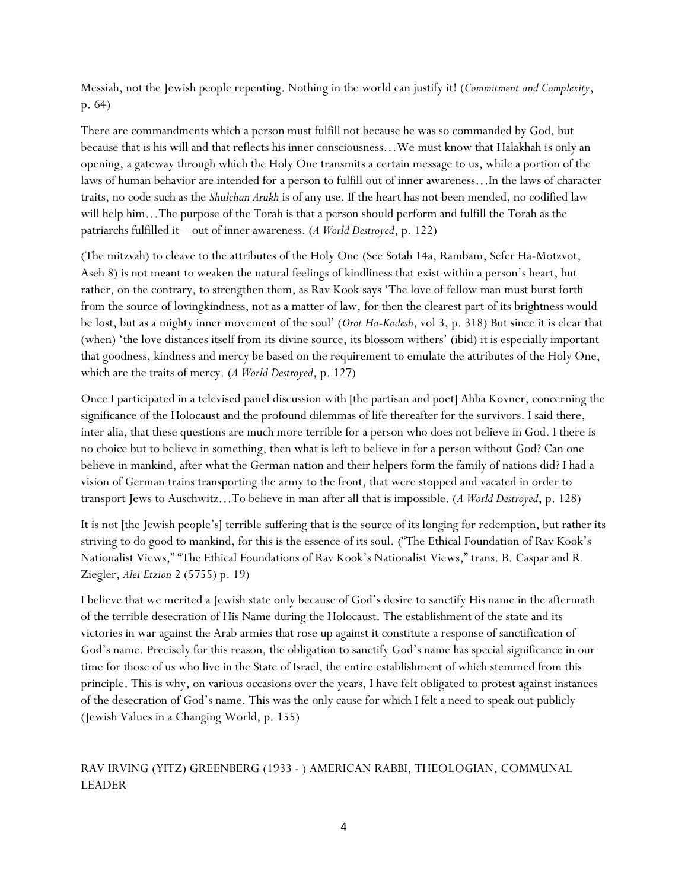Messiah, not the Jewish people repenting. Nothing in the world can justify it! (*Commitment and Complexity*, p. 64)

There are commandments which a person must fulfill not because he was so commanded by God, but because that is his will and that reflects his inner consciousness…We must know that Halakhah is only an opening, a gateway through which the Holy One transmits a certain message to us, while a portion of the laws of human behavior are intended for a person to fulfill out of inner awareness…In the laws of character traits, no code such as the *Shulchan Arukh* is of any use. If the heart has not been mended, no codified law will help him…The purpose of the Torah is that a person should perform and fulfill the Torah as the patriarchs fulfilled it – out of inner awareness. (*A World Destroyed*, p. 122)

(The mitzvah) to cleave to the attributes of the Holy One (See Sotah 14a, Rambam, Sefer Ha-Motzvot, Aseh 8) is not meant to weaken the natural feelings of kindliness that exist within a person's heart, but rather, on the contrary, to strengthen them, as Rav Kook says 'The love of fellow man must burst forth from the source of lovingkindness, not as a matter of law, for then the clearest part of its brightness would be lost, but as a mighty inner movement of the soul' (*Orot Ha-Kodesh*, vol 3, p. 318) But since it is clear that (when) 'the love distances itself from its divine source, its blossom withers' (ibid) it is especially important that goodness, kindness and mercy be based on the requirement to emulate the attributes of the Holy One, which are the traits of mercy. (*A World Destroyed*, p. 127)

Once I participated in a televised panel discussion with [the partisan and poet] Abba Kovner, concerning the significance of the Holocaust and the profound dilemmas of life thereafter for the survivors. I said there, inter alia, that these questions are much more terrible for a person who does not believe in God. I there is no choice but to believe in something, then what is left to believe in for a person without God? Can one believe in mankind, after what the German nation and their helpers form the family of nations did? I had a vision of German trains transporting the army to the front, that were stopped and vacated in order to transport Jews to Auschwitz…To believe in man after all that is impossible. (*A World Destroyed*, p. 128)

It is not [the Jewish people's] terrible suffering that is the source of its longing for redemption, but rather its striving to do good to mankind, for this is the essence of its soul. ("The Ethical Foundation of Rav Kook's Nationalist Views," "The Ethical Foundations of Rav Kook's Nationalist Views," trans. B. Caspar and R. Ziegler, *Alei Etzion* 2 (5755) p. 19)

I believe that we merited a Jewish state only because of God's desire to sanctify His name in the aftermath of the terrible desecration of His Name during the Holocaust. The establishment of the state and its victories in war against the Arab armies that rose up against it constitute a response of sanctification of God's name. Precisely for this reason, the obligation to sanctify God's name has special significance in our time for those of us who live in the State of Israel, the entire establishment of which stemmed from this principle. This is why, on various occasions over the years, I have felt obligated to protest against instances of the desecration of God's name. This was the only cause for which I felt a need to speak out publicly (Jewish Values in a Changing World, p. 155)

RAV IRVING (YITZ) GREENBERG (1933 - ) AMERICAN RABBI, THEOLOGIAN, COMMUNAL LEADER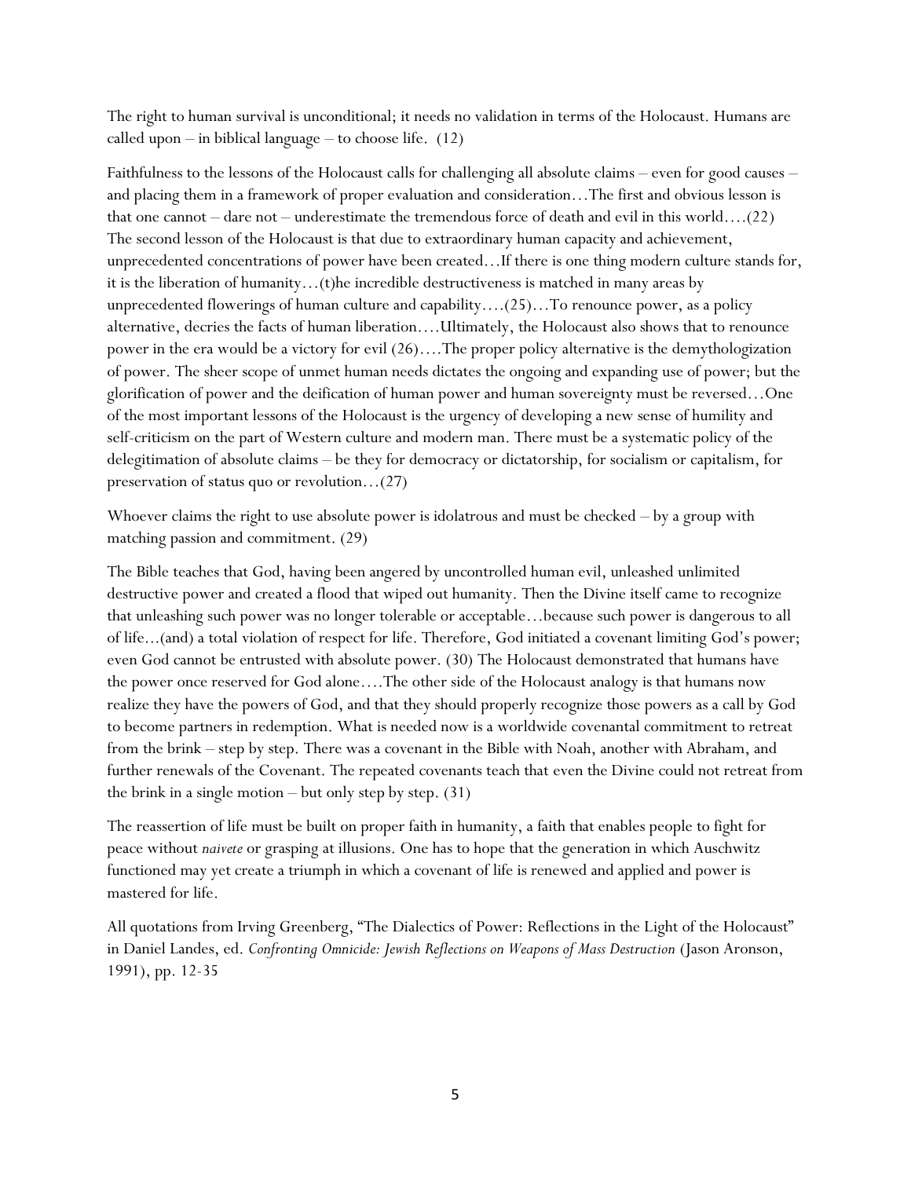The right to human survival is unconditional; it needs no validation in terms of the Holocaust. Humans are called upon – in biblical language – to choose life. (12)

Faithfulness to the lessons of the Holocaust calls for challenging all absolute claims – even for good causes – and placing them in a framework of proper evaluation and consideration…The first and obvious lesson is that one cannot – dare not – underestimate the tremendous force of death and evil in this world….(22) The second lesson of the Holocaust is that due to extraordinary human capacity and achievement, unprecedented concentrations of power have been created…If there is one thing modern culture stands for, it is the liberation of humanity…(t)he incredible destructiveness is matched in many areas by unprecedented flowerings of human culture and capability….(25)…To renounce power, as a policy alternative, decries the facts of human liberation….Ultimately, the Holocaust also shows that to renounce power in the era would be a victory for evil (26)….The proper policy alternative is the demythologization of power. The sheer scope of unmet human needs dictates the ongoing and expanding use of power; but the glorification of power and the deification of human power and human sovereignty must be reversed…One of the most important lessons of the Holocaust is the urgency of developing a new sense of humility and self-criticism on the part of Western culture and modern man. There must be a systematic policy of the delegitimation of absolute claims – be they for democracy or dictatorship, for socialism or capitalism, for preservation of status quo or revolution…(27)

Whoever claims the right to use absolute power is idolatrous and must be checked – by a group with matching passion and commitment. (29)

The Bible teaches that God, having been angered by uncontrolled human evil, unleashed unlimited destructive power and created a flood that wiped out humanity. Then the Divine itself came to recognize that unleashing such power was no longer tolerable or acceptable…because such power is dangerous to all of life...(and) a total violation of respect for life. Therefore, God initiated a covenant limiting God's power; even God cannot be entrusted with absolute power. (30) The Holocaust demonstrated that humans have the power once reserved for God alone….The other side of the Holocaust analogy is that humans now realize they have the powers of God, and that they should properly recognize those powers as a call by God to become partners in redemption. What is needed now is a worldwide covenantal commitment to retreat from the brink – step by step. There was a covenant in the Bible with Noah, another with Abraham, and further renewals of the Covenant. The repeated covenants teach that even the Divine could not retreat from the brink in a single motion – but only step by step. (31)

The reassertion of life must be built on proper faith in humanity, a faith that enables people to fight for peace without *naivete* or grasping at illusions. One has to hope that the generation in which Auschwitz functioned may yet create a triumph in which a covenant of life is renewed and applied and power is mastered for life.

All quotations from Irving Greenberg, "The Dialectics of Power: Reflections in the Light of the Holocaust" in Daniel Landes, ed. *Confronting Omnicide: Jewish Reflections on Weapons of Mass Destruction* (Jason Aronson, 1991), pp. 12-35